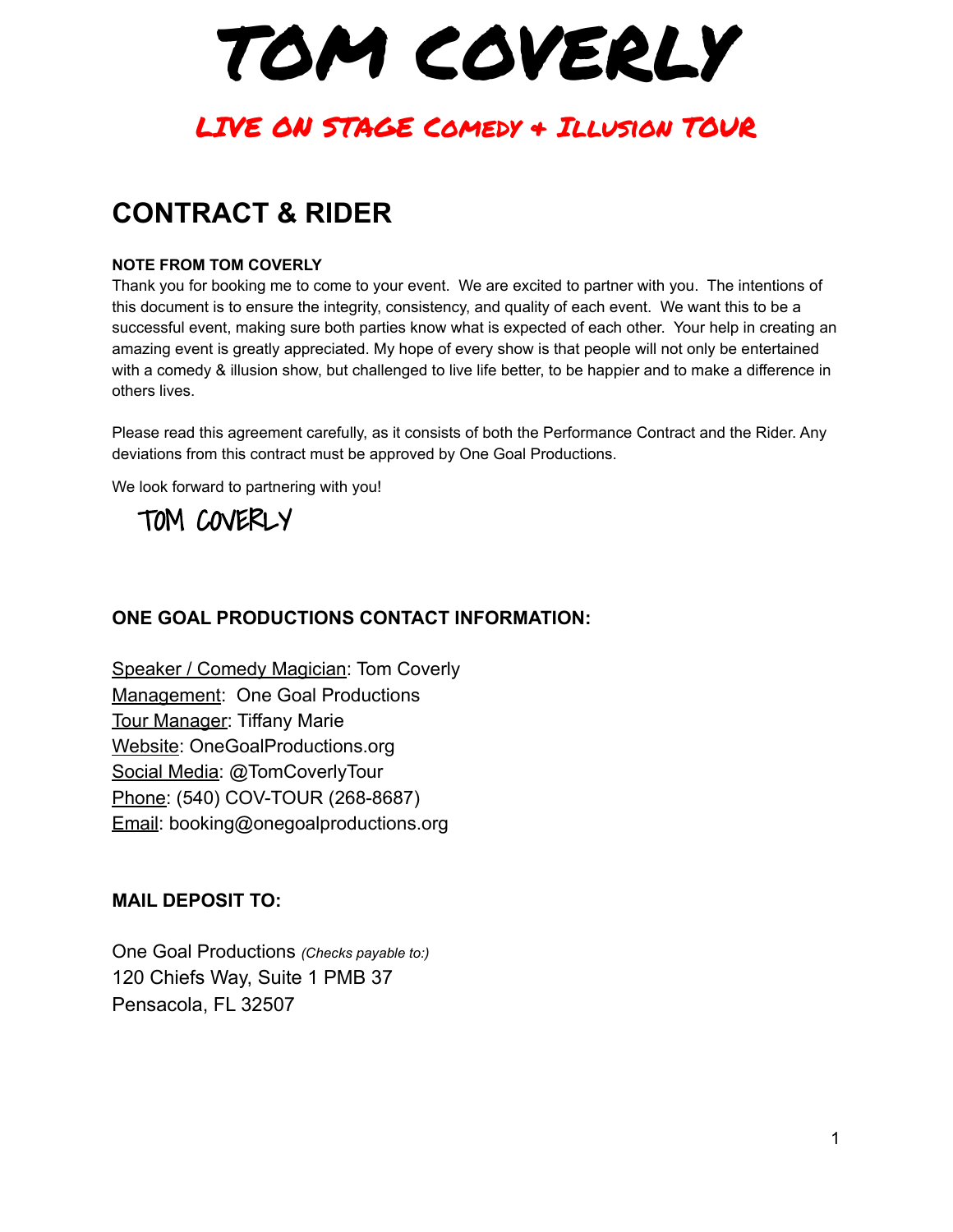# TOM COVERLY

## LIVE ON STAGE COMEDY + ILLUSION TOUR

## CONTRACT & RIDER

**NOTE FROM TOM COVERLY**

Thank you for booking me to come to your event. We are excited to partner with you. The intentions of this document is to ensure the integrity, consistency, and quality of each event. We want this to be a successful event, making sure both parties know what is expected of each other. Your help in creating an amazing event is greatly appreciated. My hope of every show is that people will not only be entertained with a comedy & illusion show, but challenged to live life better, to be happier and to make a difference in others lives.

Please read this agreement carefully, as it consists of both the Performance Contract and the Rider. Any deviations from this contract must be approved by One Goal Productions.

We look forward to partnering with you!

TOM COVERLY

**ONE GOAL PRODUCTIONS CONTACT INFORMATION:**

Speaker / Comedy Magician: Tom Coverly
Management: One Goal Productions
Tour Manager: Tiffany Marie
Website: OneGoalProductions.org
Social Media: @TomCoverlyTour
Phone: (540) COV-TOUR (268-8687)
Email: booking@onegoalproductions.org

**MAIL DEPOSIT TO:**

One Goal Productions *(Checks payable to:)*
120 Chiefs Way, Suite 1 PMB 37
Pensacola, FL 32507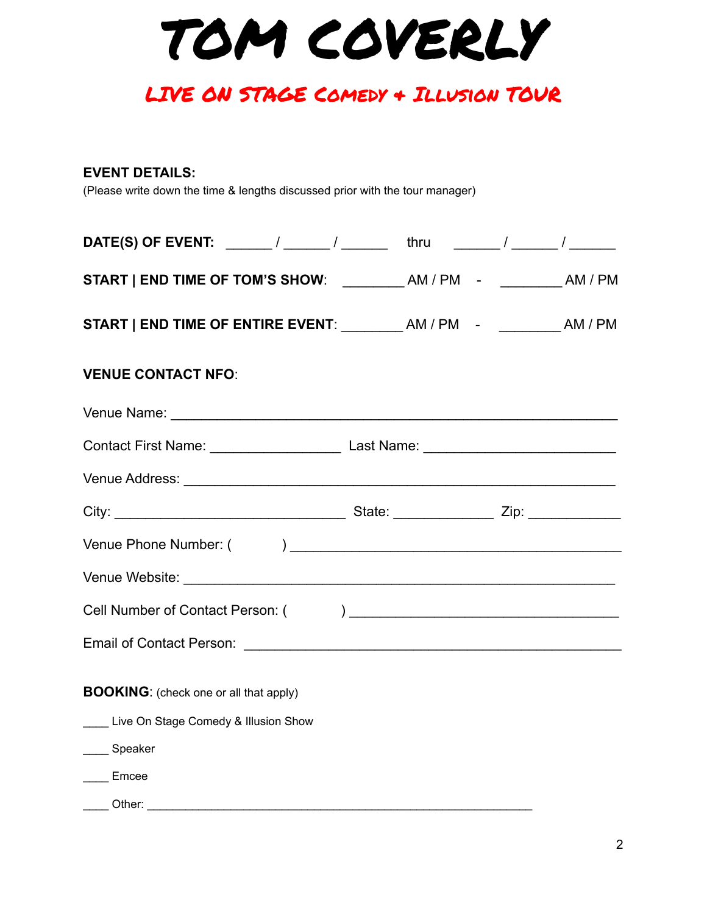# TOM COVERLY

## LIVE ON STAGE COMEDY + ILLUSION TOUR

**EVENT DETAILS:**
(Please write down the time & lengths discussed prior with the tour manager)

**DATE(S) OF EVENT:** ______ / ______ / ______ thru ______ / ______ / ______

**START | END TIME OF TOM'S SHOW**: ________ AM / PM - ________ AM / PM

**START | END TIME OF ENTIRE EVENT**: ________ AM / PM - ________ AM / PM

**VENUE CONTACT NFO**:

Venue Name: ____________________________________________________________

Contact First Name: __________________ Last Name: ___________________________

Venue Address: __________________________________________________________

City: _______________________________ State: _____________ Zip: ____________

Venue Phone Number: ( ) _____________________________________________

Venue Website: __________________________________________________________

Cell Number of Contact Person: ( ) ___________________________________

Email of Contact Person: ___________________________________________________

**BOOKING**: (check one or all that apply)

____ Live On Stage Comedy & Illusion Show

____ Speaker

____ Emcee

____ Other: ___________________________________________________________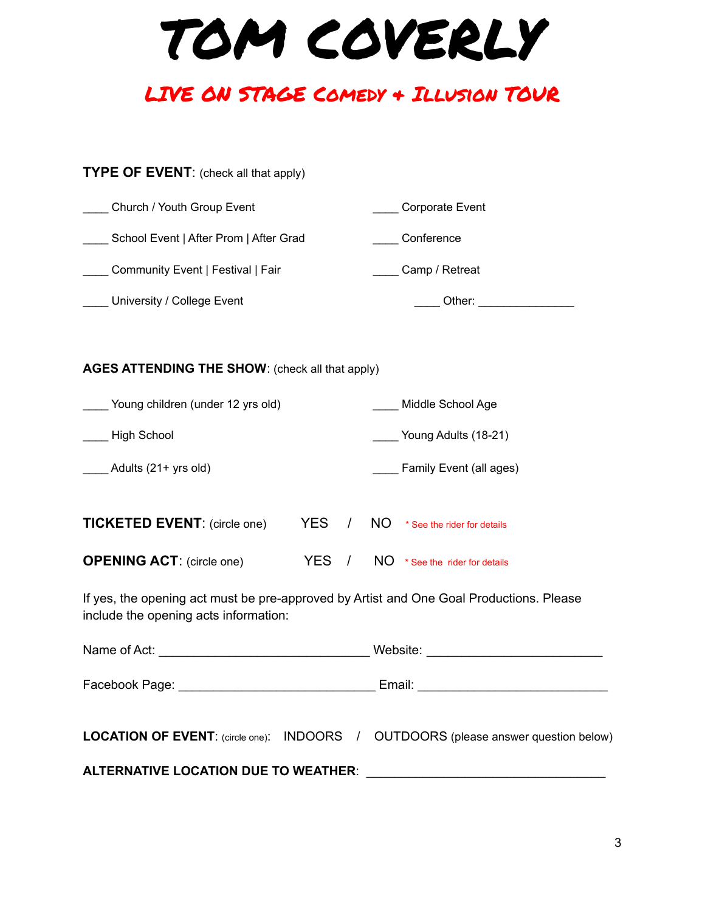# TOM COVERLY

## LIVE ON STAGE COMEDY + ILLUSION TOUR

**TYPE OF EVENT**: (check all that apply)

____ Church / Youth Group Event

____ School Event | After Prom | After Grad

____ Community Event | Festival | Fair

____ University / College Event

____ Corporate Event

____ Conference

____ Camp / Retreat

____ Other: _______________

**AGES ATTENDING THE SHOW**: (check all that apply)

____ Young children (under 12 yrs old)

____ High School

____ Adults (21+ yrs old)

____ Middle School Age

____ Young Adults (18-21)

____ Family Event (all ages)

**TICKETED EVENT**: (circle one) YES / NO * See the rider for details

**OPENING ACT**: (circle one) YES / NO * See the rider for details

If yes, the opening act must be pre-approved by Artist and One Goal Productions. Please include the opening acts information:

Name of Act: ______________________________ Website: _________________________

Facebook Page: ____________________________ Email: ___________________________

**LOCATION OF EVENT**: (circle one): INDOORS / OUTDOORS (please answer question below)

**ALTERNATIVE LOCATION DUE TO WEATHER**: __________________________________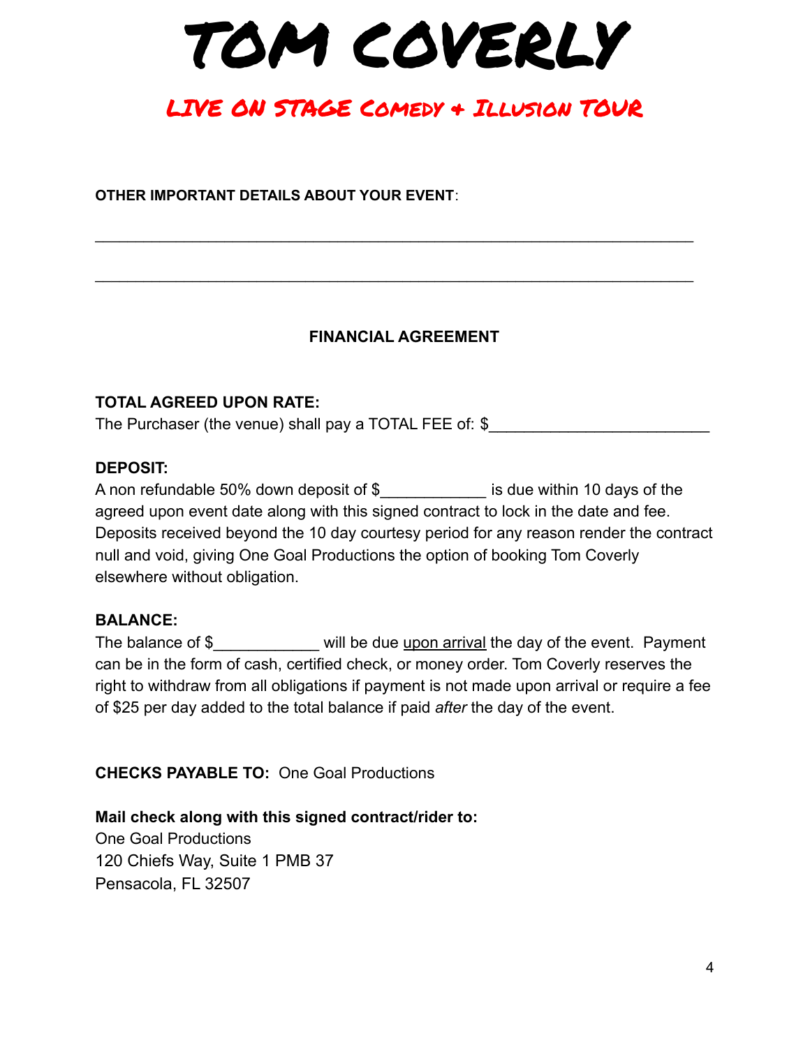# TOM COVERLY

## LIVE ON STAGE COMEDY + ILLUSION TOUR

**OTHER IMPORTANT DETAILS ABOUT YOUR EVENT**:

______________________________________________________________________

______________________________________________________________________

**FINANCIAL AGREEMENT**

**TOTAL AGREED UPON RATE:**
The Purchaser (the venue) shall pay a TOTAL FEE of: $_________________________

**DEPOSIT:**
A non refundable 50% down deposit of $____________ is due within 10 days of the agreed upon event date along with this signed contract to lock in the date and fee. Deposits received beyond the 10 day courtesy period for any reason render the contract null and void, giving One Goal Productions the option of booking Tom Coverly elsewhere without obligation.

**BALANCE:**
The balance of $____________ will be due upon arrival the day of the event. Payment can be in the form of cash, certified check, or money order. Tom Coverly reserves the right to withdraw from all obligations if payment is not made upon arrival or require a fee of $25 per day added to the total balance if paid *after* the day of the event.

**CHECKS PAYABLE TO:** One Goal Productions

**Mail check along with this signed contract/rider to:**
One Goal Productions
120 Chiefs Way, Suite 1 PMB 37
Pensacola, FL 32507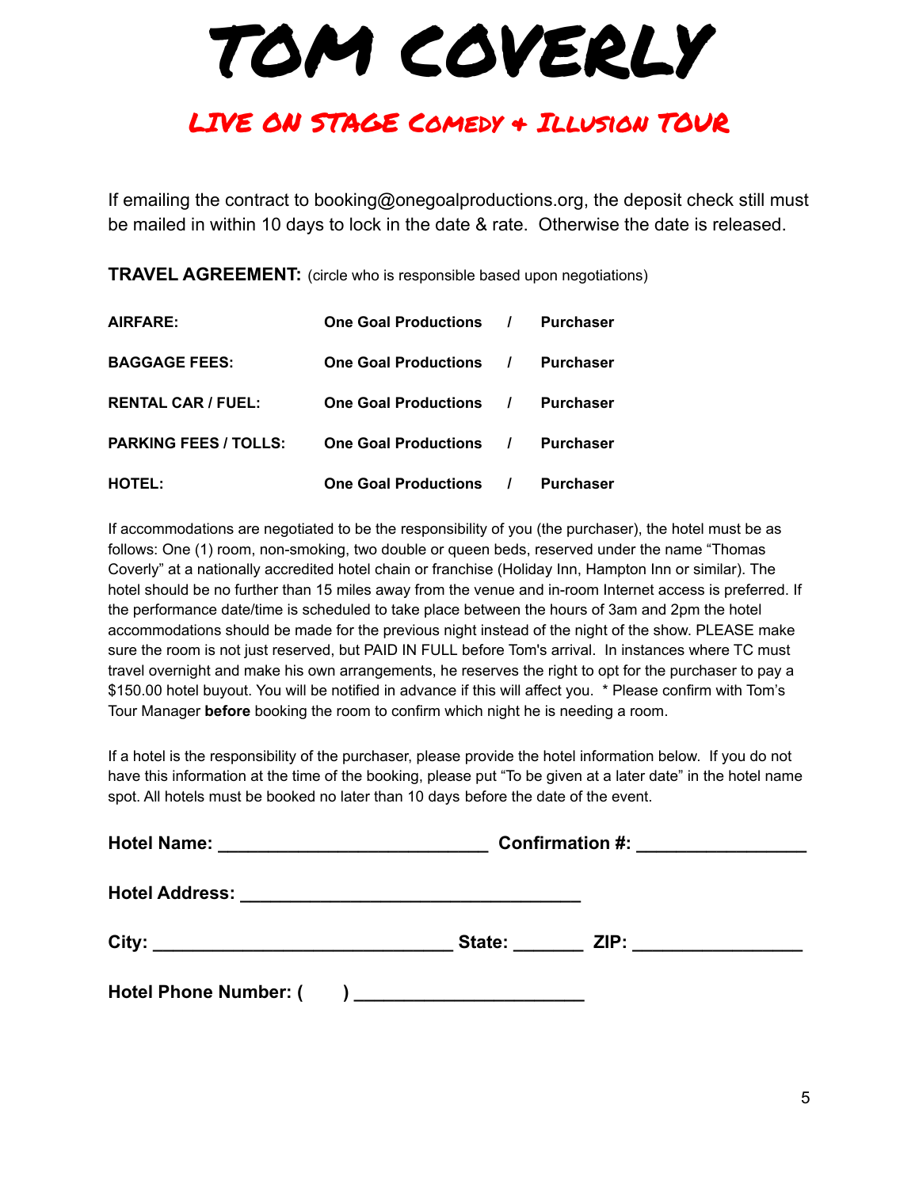# TOM COVERLY

## LIVE ON STAGE COMEDY + ILLUSION TOUR

If emailing the contract to booking@onegoalproductions.org, the deposit check still must be mailed in within 10 days to lock in the date & rate. Otherwise the date is released.

**TRAVEL AGREEMENT:** (circle who is responsible based upon negotiations)

| | | | |
|---|---|---|---|
| **AIRFARE:** | **One Goal Productions** | **/** | **Purchaser** |
| **BAGGAGE FEES:** | **One Goal Productions** | **/** | **Purchaser** |
| **RENTAL CAR / FUEL:** | **One Goal Productions** | **/** | **Purchaser** |
| **PARKING FEES / TOLLS:** | **One Goal Productions** | **/** | **Purchaser** |
| **HOTEL:** | **One Goal Productions** | **/** | **Purchaser** |

If accommodations are negotiated to be the responsibility of you (the purchaser), the hotel must be as follows: One (1) room, non-smoking, two double or queen beds, reserved under the name "Thomas Coverly" at a nationally accredited hotel chain or franchise (Holiday Inn, Hampton Inn or similar). The hotel should be no further than 15 miles away from the venue and in-room Internet access is preferred. If the performance date/time is scheduled to take place between the hours of 3am and 2pm the hotel accommodations should be made for the previous night instead of the night of the show. PLEASE make sure the room is not just reserved, but PAID IN FULL before Tom's arrival. In instances where TC must travel overnight and make his own arrangements, he reserves the right to opt for the purchaser to pay a $150.00 hotel buyout. You will be notified in advance if this will affect you. * Please confirm with Tom's Tour Manager **before** booking the room to confirm which night he is needing a room.

If a hotel is the responsibility of the purchaser, please provide the hotel information below. If you do not have this information at the time of the booking, please put "To be given at a later date" in the hotel name spot. All hotels must be booked no later than 10 days before the date of the event.

**Hotel Name: ___________________________ Confirmation #: ________________**

**Hotel Address: __________________________________**

**City: ______________________________ State: _______ ZIP: ________________**

**Hotel Phone Number: (      ) ______________________**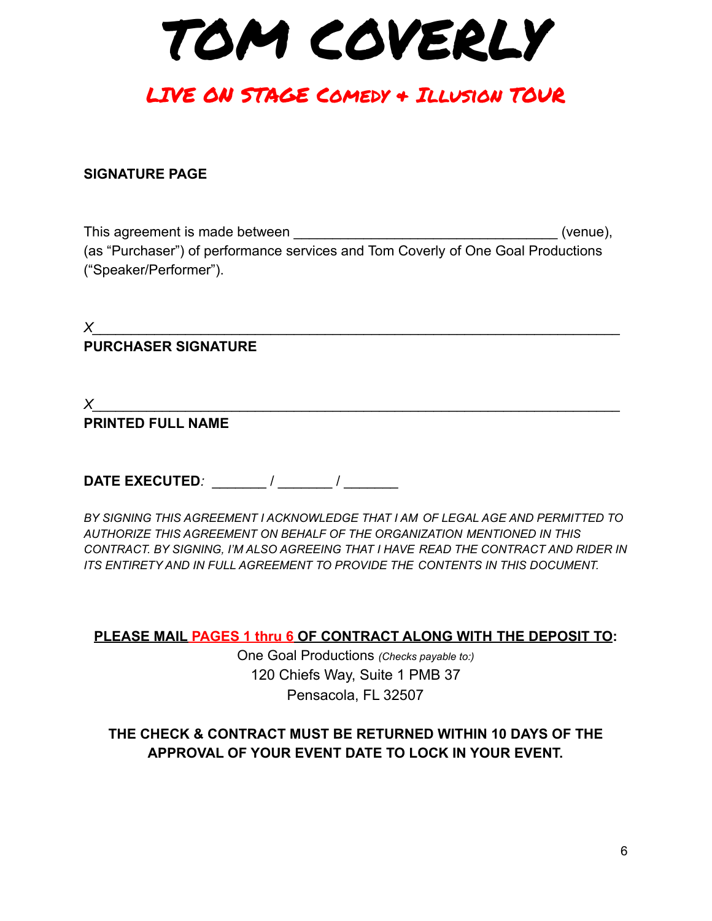# TOM COVERLY

## LIVE ON STAGE Comedy + Illusion TOUR

**SIGNATURE PAGE**

This agreement is made between _________________________________ (venue), (as "Purchaser") of performance services and Tom Coverly of One Goal Productions ("Speaker/Performer").

*X*_______________________________________________________________

**PURCHASER SIGNATURE**

*X*_______________________________________________________________

**PRINTED FULL NAME**

**DATE EXECUTED***:* _______ / _______ / _______

*BY SIGNING THIS AGREEMENT I ACKNOWLEDGE THAT I AM OF LEGAL AGE AND PERMITTED TO AUTHORIZE THIS AGREEMENT ON BEHALF OF THE ORGANIZATION MENTIONED IN THIS CONTRACT. BY SIGNING, I'M ALSO AGREEING THAT I HAVE READ THE CONTRACT AND RIDER IN ITS ENTIRETY AND IN FULL AGREEMENT TO PROVIDE THE CONTENTS IN THIS DOCUMENT.*

**PLEASE MAIL PAGES 1 thru 6 OF CONTRACT ALONG WITH THE DEPOSIT TO:**

One Goal Productions *(Checks payable to:)*
120 Chiefs Way, Suite 1 PMB 37
Pensacola, FL 32507

**THE CHECK & CONTRACT MUST BE RETURNED WITHIN 10 DAYS OF THE APPROVAL OF YOUR EVENT DATE TO LOCK IN YOUR EVENT.**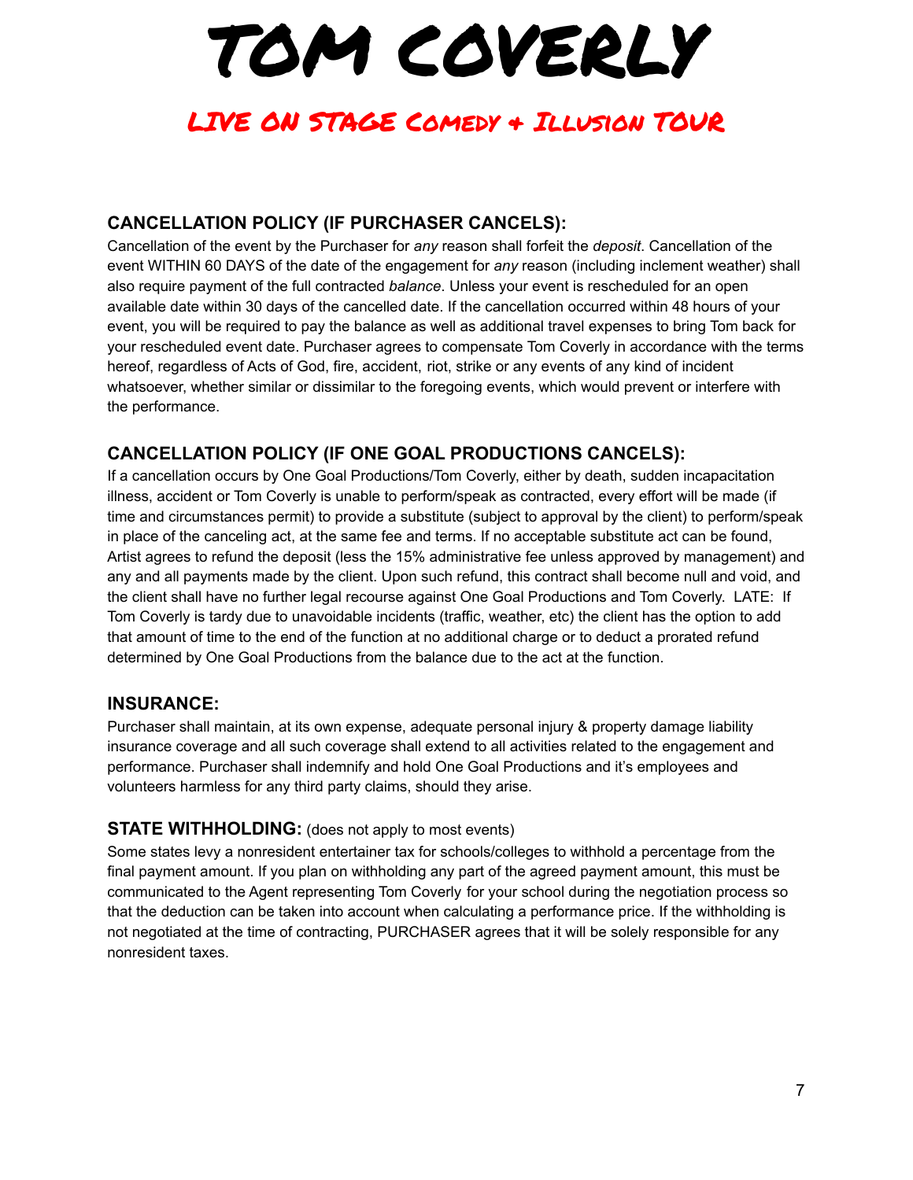# TOM COVERLY

## LIVE ON STAGE Comedy + Illusion TOUR

### CANCELLATION POLICY (IF PURCHASER CANCELS):

Cancellation of the event by the Purchaser for *any* reason shall forfeit the *deposit*. Cancellation of the event WITHIN 60 DAYS of the date of the engagement for *any* reason (including inclement weather) shall also require payment of the full contracted *balance*. Unless your event is rescheduled for an open available date within 30 days of the cancelled date. If the cancellation occurred within 48 hours of your event, you will be required to pay the balance as well as additional travel expenses to bring Tom back for your rescheduled event date. Purchaser agrees to compensate Tom Coverly in accordance with the terms hereof, regardless of Acts of God, fire, accident, riot, strike or any events of any kind of incident whatsoever, whether similar or dissimilar to the foregoing events, which would prevent or interfere with the performance.

### CANCELLATION POLICY (IF ONE GOAL PRODUCTIONS CANCELS):

If a cancellation occurs by One Goal Productions/Tom Coverly, either by death, sudden incapacitation illness, accident or Tom Coverly is unable to perform/speak as contracted, every effort will be made (if time and circumstances permit) to provide a substitute (subject to approval by the client) to perform/speak in place of the canceling act, at the same fee and terms. If no acceptable substitute act can be found, Artist agrees to refund the deposit (less the 15% administrative fee unless approved by management) and any and all payments made by the client. Upon such refund, this contract shall become null and void, and the client shall have no further legal recourse against One Goal Productions and Tom Coverly. LATE: If Tom Coverly is tardy due to unavoidable incidents (traffic, weather, etc) the client has the option to add that amount of time to the end of the function at no additional charge or to deduct a prorated refund determined by One Goal Productions from the balance due to the act at the function.

### INSURANCE:

Purchaser shall maintain, at its own expense, adequate personal injury & property damage liability insurance coverage and all such coverage shall extend to all activities related to the engagement and performance. Purchaser shall indemnify and hold One Goal Productions and it's employees and volunteers harmless for any third party claims, should they arise.

### STATE WITHHOLDING: (does not apply to most events)

Some states levy a nonresident entertainer tax for schools/colleges to withhold a percentage from the final payment amount. If you plan on withholding any part of the agreed payment amount, this must be communicated to the Agent representing Tom Coverly for your school during the negotiation process so that the deduction can be taken into account when calculating a performance price. If the withholding is not negotiated at the time of contracting, PURCHASER agrees that it will be solely responsible for any nonresident taxes.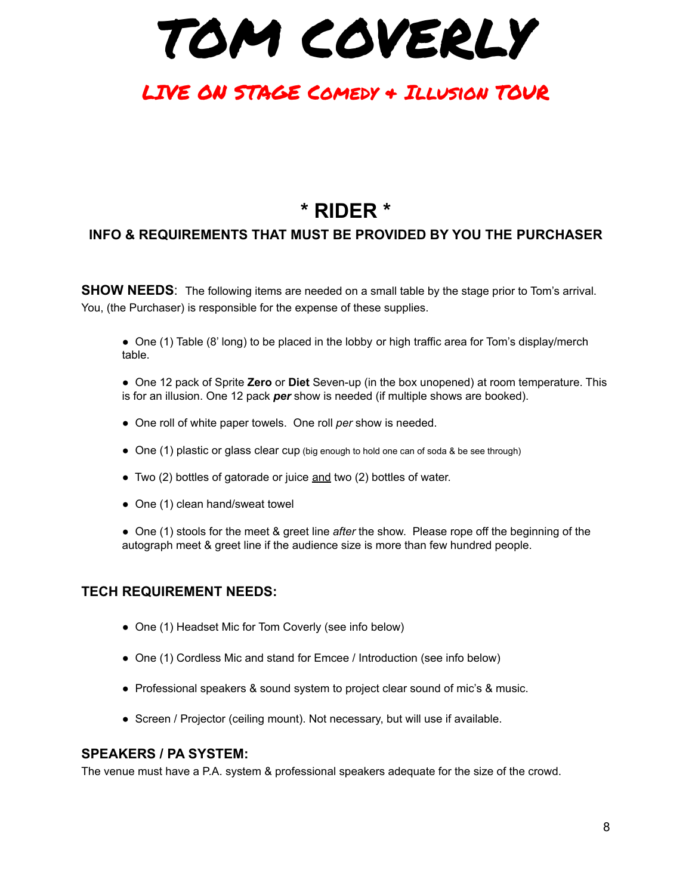# TOM COVERLY

## LIVE ON STAGE Comedy + Illusion TOUR

## * RIDER *

### INFO & REQUIREMENTS THAT MUST BE PROVIDED BY YOU THE PURCHASER

**SHOW NEEDS**: The following items are needed on a small table by the stage prior to Tom's arrival. You, (the Purchaser) is responsible for the expense of these supplies.

- One (1) Table (8' long) to be placed in the lobby or high traffic area for Tom's display/merch table.
- One 12 pack of Sprite **Zero** or **Diet** Seven-up (in the box unopened) at room temperature. This is for an illusion. One 12 pack ***per*** show is needed (if multiple shows are booked).
- One roll of white paper towels. One roll *per* show is needed.
- One (1) plastic or glass clear cup (big enough to hold one can of soda & be see through)
- Two (2) bottles of gatorade or juice <u>and</u> two (2) bottles of water.
- One (1) clean hand/sweat towel
- One (1) stools for the meet & greet line *after* the show. Please rope off the beginning of the autograph meet & greet line if the audience size is more than few hundred people.

### TECH REQUIREMENT NEEDS:

- One (1) Headset Mic for Tom Coverly (see info below)
- One (1) Cordless Mic and stand for Emcee / Introduction (see info below)
- Professional speakers & sound system to project clear sound of mic's & music.
- Screen / Projector (ceiling mount). Not necessary, but will use if available.

### SPEAKERS / PA SYSTEM:

The venue must have a P.A. system & professional speakers adequate for the size of the crowd.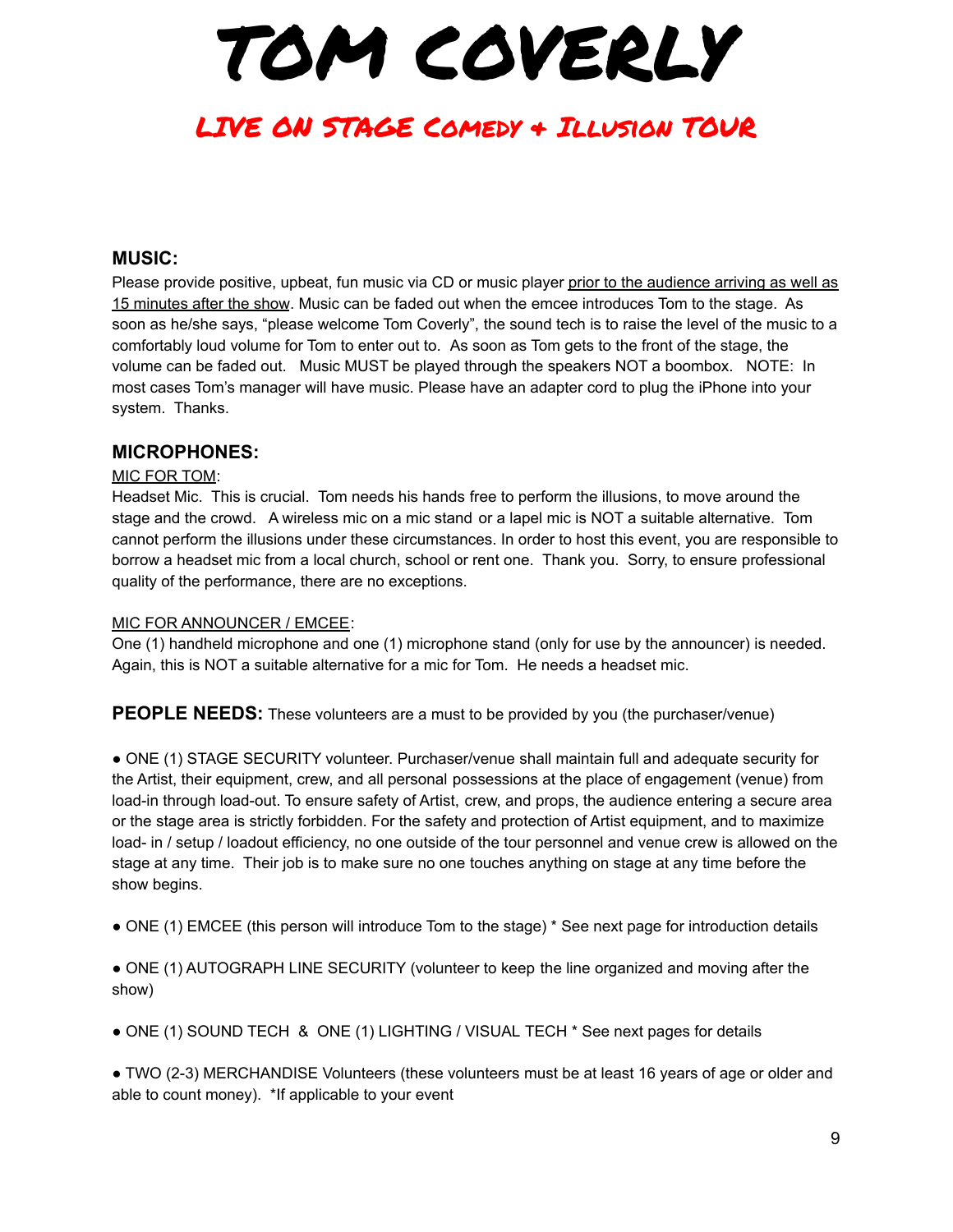# TOM COVERLY

## LIVE ON STAGE Comedy + Illusion TOUR

### MUSIC:

Please provide positive, upbeat, fun music via CD or music player <u>prior to the audience arriving as well as 15 minutes after the show</u>. Music can be faded out when the emcee introduces Tom to the stage. As soon as he/she says, "please welcome Tom Coverly", the sound tech is to raise the level of the music to a comfortably loud volume for Tom to enter out to. As soon as Tom gets to the front of the stage, the volume can be faded out. Music MUST be played through the speakers NOT a boombox. NOTE: In most cases Tom's manager will have music. Please have an adapter cord to plug the iPhone into your system. Thanks.

### MICROPHONES:

<u>MIC FOR TOM</u>:
Headset Mic. This is crucial. Tom needs his hands free to perform the illusions, to move around the stage and the crowd. A wireless mic on a mic stand or a lapel mic is NOT a suitable alternative. Tom cannot perform the illusions under these circumstances. In order to host this event, you are responsible to borrow a headset mic from a local church, school or rent one. Thank you. Sorry, to ensure professional quality of the performance, there are no exceptions.

<u>MIC FOR ANNOUNCER / EMCEE</u>:
One (1) handheld microphone and one (1) microphone stand (only for use by the announcer) is needed. Again, this is NOT a suitable alternative for a mic for Tom. He needs a headset mic.

**PEOPLE NEEDS:** These volunteers are a must to be provided by you (the purchaser/venue)

- ONE (1) STAGE SECURITY volunteer. Purchaser/venue shall maintain full and adequate security for the Artist, their equipment, crew, and all personal possessions at the place of engagement (venue) from load-in through load-out. To ensure safety of Artist, crew, and props, the audience entering a secure area or the stage area is strictly forbidden. For the safety and protection of Artist equipment, and to maximize load- in / setup / loadout efficiency, no one outside of the tour personnel and venue crew is allowed on the stage at any time. Their job is to make sure no one touches anything on stage at any time before the show begins.

- ONE (1) EMCEE (this person will introduce Tom to the stage) * See next page for introduction details

- ONE (1) AUTOGRAPH LINE SECURITY (volunteer to keep the line organized and moving after the show)

- ONE (1) SOUND TECH & ONE (1) LIGHTING / VISUAL TECH * See next pages for details

- TWO (2-3) MERCHANDISE Volunteers (these volunteers must be at least 16 years of age or older and able to count money). *If applicable to your event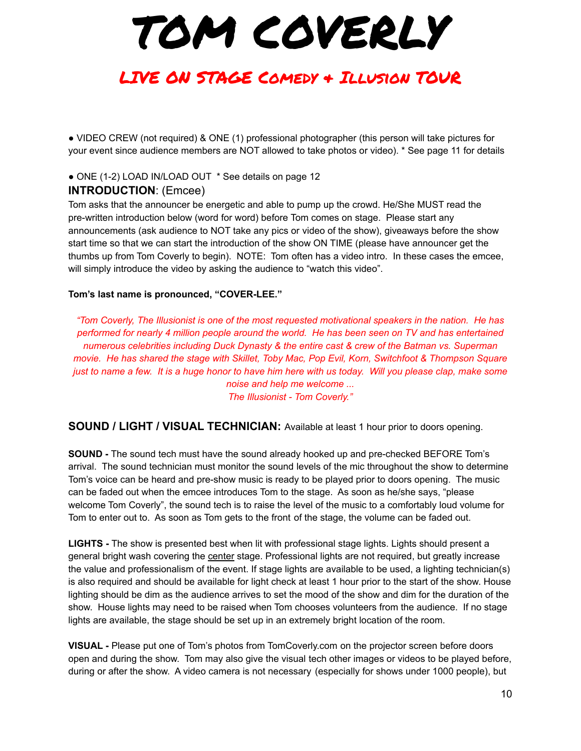# TOM COVERLY

## LIVE ON STAGE Comedy + Illusion TOUR

● VIDEO CREW (not required) & ONE (1) professional photographer (this person will take pictures for your event since audience members are NOT allowed to take photos or video). * See page 11 for details

● ONE (1-2) LOAD IN/LOAD OUT * See details on page 12

**INTRODUCTION**: (Emcee)

Tom asks that the announcer be energetic and able to pump up the crowd. He/She MUST read the pre-written introduction below (word for word) before Tom comes on stage. Please start any announcements (ask audience to NOT take any pics or video of the show), giveaways before the show start time so that we can start the introduction of the show ON TIME (please have announcer get the thumbs up from Tom Coverly to begin). NOTE: Tom often has a video intro. In these cases the emcee, will simply introduce the video by asking the audience to "watch this video".

**Tom's last name is pronounced, "COVER-LEE."**

*"Tom Coverly, The Illusionist is one of the most requested motivational speakers in the nation. He has performed for nearly 4 million people around the world. He has been seen on TV and has entertained numerous celebrities including Duck Dynasty & the entire cast & crew of the Batman vs. Superman movie. He has shared the stage with Skillet, Toby Mac, Pop Evil, Korn, Switchfoot & Thompson Square just to name a few. It is a huge honor to have him here with us today. Will you please clap, make some noise and help me welcome ...*
*The Illusionist - Tom Coverly."*

**SOUND / LIGHT / VISUAL TECHNICIAN:** Available at least 1 hour prior to doors opening.

**SOUND -** The sound tech must have the sound already hooked up and pre-checked BEFORE Tom's arrival. The sound technician must monitor the sound levels of the mic throughout the show to determine Tom's voice can be heard and pre-show music is ready to be played prior to doors opening. The music can be faded out when the emcee introduces Tom to the stage. As soon as he/she says, "please welcome Tom Coverly", the sound tech is to raise the level of the music to a comfortably loud volume for Tom to enter out to. As soon as Tom gets to the front of the stage, the volume can be faded out.

**LIGHTS -** The show is presented best when lit with professional stage lights. Lights should present a general bright wash covering the center stage. Professional lights are not required, but greatly increase the value and professionalism of the event. If stage lights are available to be used, a lighting technician(s) is also required and should be available for light check at least 1 hour prior to the start of the show. House lighting should be dim as the audience arrives to set the mood of the show and dim for the duration of the show. House lights may need to be raised when Tom chooses volunteers from the audience. If no stage lights are available, the stage should be set up in an extremely bright location of the room.

**VISUAL -** Please put one of Tom's photos from TomCoverly.com on the projector screen before doors open and during the show. Tom may also give the visual tech other images or videos to be played before, during or after the show. A video camera is not necessary (especially for shows under 1000 people), but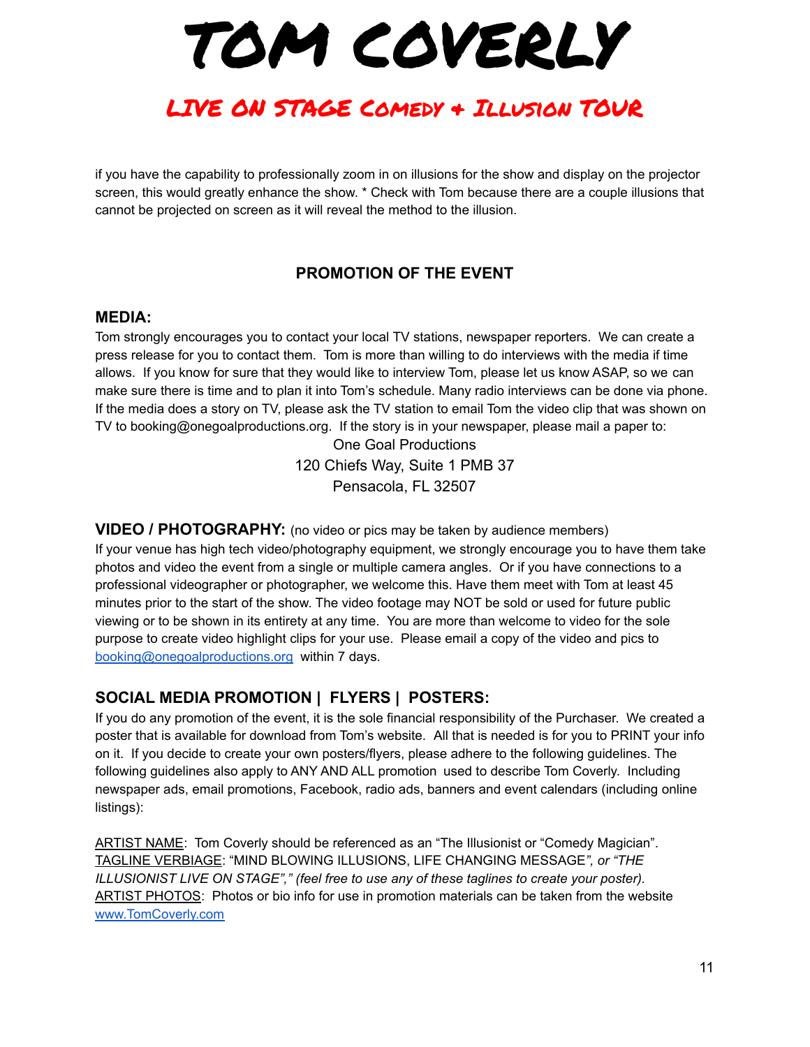if you have the capability to professionally zoom in on illusions for the show and display on the projector screen, this would greatly enhance the show. * Check with Tom because there are a couple illusions that cannot be projected on screen as it will reveal the method to the illusion.

## PROMOTION OF THE EVENT

### MEDIA:

Tom strongly encourages you to contact your local TV stations, newspaper reporters. We can create a press release for you to contact them. Tom is more than willing to do interviews with the media if time allows. If you know for sure that they would like to interview Tom, please let us know ASAP, so we can make sure there is time and to plan it into Tom's schedule. Many radio interviews can be done via phone. If the media does a story on TV, please ask the TV station to email Tom the video clip that was shown on TV to booking@onegoalproductions.org. If the story is in your newspaper, please mail a paper to:

One Goal Productions
120 Chiefs Way, Suite 1 PMB 37
Pensacola, FL 32507

### VIDEO / PHOTOGRAPHY: (no video or pics may be taken by audience members)

If your venue has high tech video/photography equipment, we strongly encourage you to have them take photos and video the event from a single or multiple camera angles. Or if you have connections to a professional videographer or photographer, we welcome this. Have them meet with Tom at least 45 minutes prior to the start of the show. The video footage may NOT be sold or used for future public viewing or to be shown in its entirety at any time. You are more than welcome to video for the sole purpose to create video highlight clips for your use. Please email a copy of the video and pics to booking@onegoalproductions.org within 7 days.

### SOCIAL MEDIA PROMOTION | FLYERS | POSTERS:

If you do any promotion of the event, it is the sole financial responsibility of the Purchaser. We created a poster that is available for download from Tom's website. All that is needed is for you to PRINT your info on it. If you decide to create your own posters/flyers, please adhere to the following guidelines. The following guidelines also apply to ANY AND ALL promotion used to describe Tom Coverly. Including newspaper ads, email promotions, Facebook, radio ads, banners and event calendars (including online listings):

ARTIST NAME: Tom Coverly should be referenced as an "The Illusionist or "Comedy Magician".
TAGLINE VERBIAGE: "MIND BLOWING ILLUSIONS, LIFE CHANGING MESSAGE*", or "THE ILLUSIONIST LIVE ON STAGE"," (feel free to use any of these taglines to create your poster).*
ARTIST PHOTOS: Photos or bio info for use in promotion materials can be taken from the website www.TomCoverly.com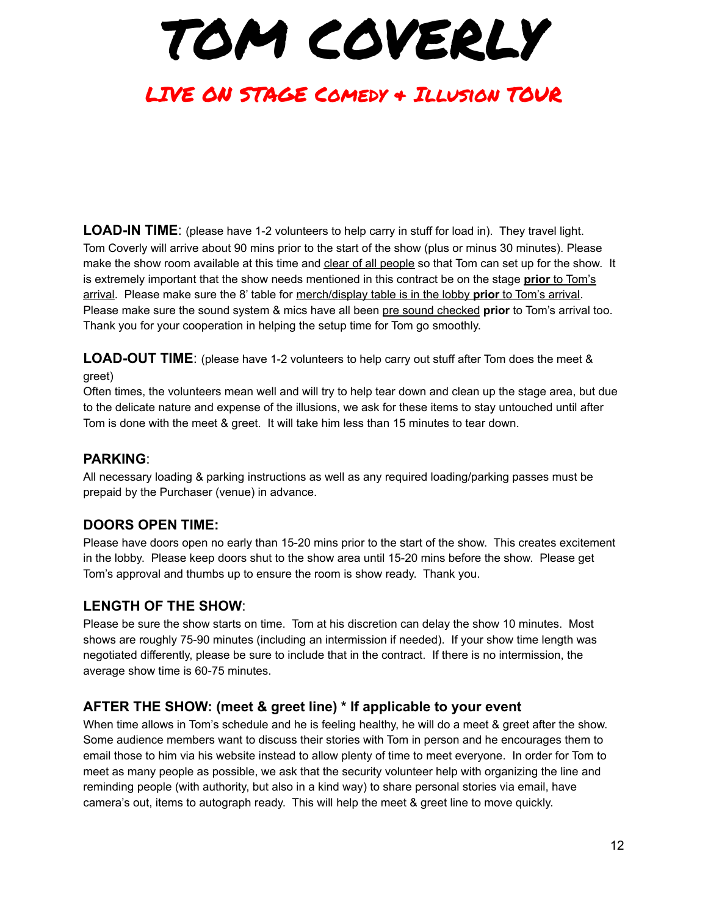# TOM COVERLY

## LIVE ON STAGE COMEDY + ILLUSION TOUR

**LOAD-IN TIME**: (please have 1-2 volunteers to help carry in stuff for load in). They travel light. Tom Coverly will arrive about 90 mins prior to the start of the show (plus or minus 30 minutes). Please make the show room available at this time and clear of all people so that Tom can set up for the show. It is extremely important that the show needs mentioned in this contract be on the stage **prior** to Tom's arrival. Please make sure the 8' table for merch/display table is in the lobby **prior** to Tom's arrival. Please make sure the sound system & mics have all been pre sound checked **prior** to Tom's arrival too. Thank you for your cooperation in helping the setup time for Tom go smoothly.

**LOAD-OUT TIME**: (please have 1-2 volunteers to help carry out stuff after Tom does the meet & greet)
Often times, the volunteers mean well and will try to help tear down and clean up the stage area, but due to the delicate nature and expense of the illusions, we ask for these items to stay untouched until after Tom is done with the meet & greet. It will take him less than 15 minutes to tear down.

### PARKING:

All necessary loading & parking instructions as well as any required loading/parking passes must be prepaid by the Purchaser (venue) in advance.

### DOORS OPEN TIME:

Please have doors open no early than 15-20 mins prior to the start of the show. This creates excitement in the lobby. Please keep doors shut to the show area until 15-20 mins before the show. Please get Tom's approval and thumbs up to ensure the room is show ready. Thank you.

### LENGTH OF THE SHOW:

Please be sure the show starts on time. Tom at his discretion can delay the show 10 minutes. Most shows are roughly 75-90 minutes (including an intermission if needed). If your show time length was negotiated differently, please be sure to include that in the contract. If there is no intermission, the average show time is 60-75 minutes.

### AFTER THE SHOW: (meet & greet line) * If applicable to your event

When time allows in Tom's schedule and he is feeling healthy, he will do a meet & greet after the show. Some audience members want to discuss their stories with Tom in person and he encourages them to email those to him via his website instead to allow plenty of time to meet everyone. In order for Tom to meet as many people as possible, we ask that the security volunteer help with organizing the line and reminding people (with authority, but also in a kind way) to share personal stories via email, have camera's out, items to autograph ready. This will help the meet & greet line to move quickly.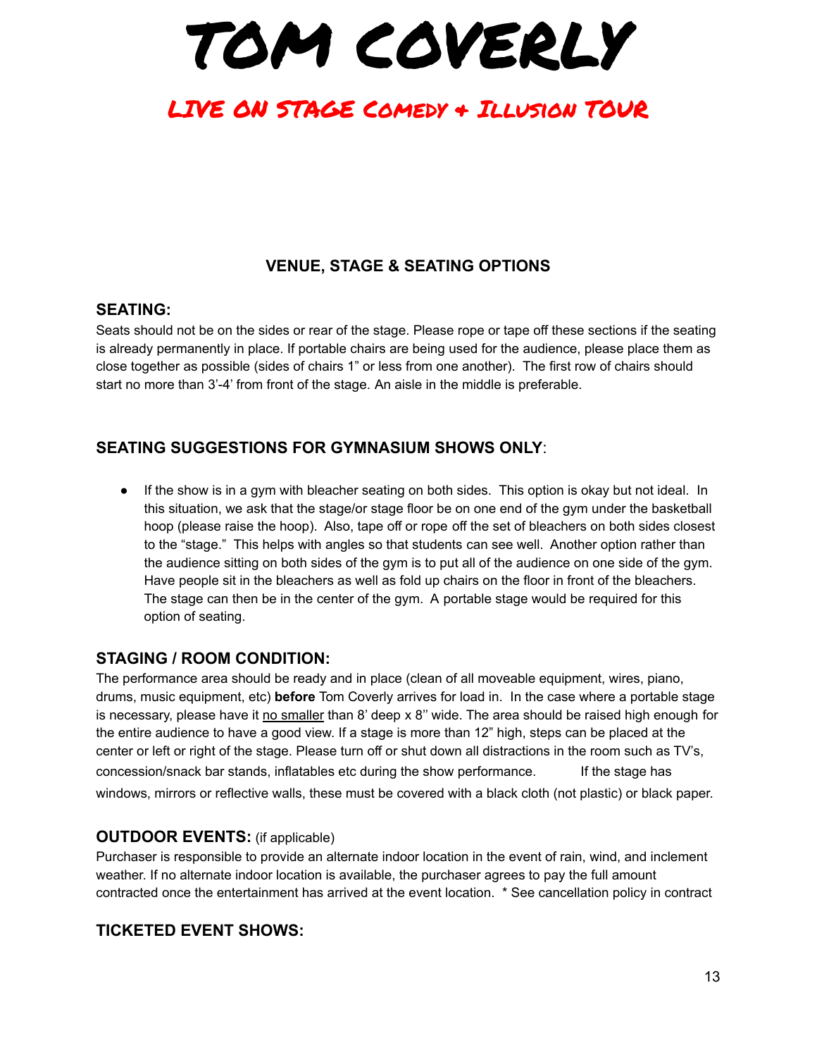# TOM COVERLY

## LIVE ON STAGE Comedy + Illusion TOUR

### VENUE, STAGE & SEATING OPTIONS

**SEATING:**

Seats should not be on the sides or rear of the stage. Please rope or tape off these sections if the seating is already permanently in place. If portable chairs are being used for the audience, please place them as close together as possible (sides of chairs 1" or less from one another). The first row of chairs should start no more than 3'-4' from front of the stage. An aisle in the middle is preferable.

**SEATING SUGGESTIONS FOR GYMNASIUM SHOWS ONLY**:

- If the show is in a gym with bleacher seating on both sides. This option is okay but not ideal. In this situation, we ask that the stage/or stage floor be on one end of the gym under the basketball hoop (please raise the hoop). Also, tape off or rope off the set of bleachers on both sides closest to the "stage." This helps with angles so that students can see well. Another option rather than the audience sitting on both sides of the gym is to put all of the audience on one side of the gym. Have people sit in the bleachers as well as fold up chairs on the floor in front of the bleachers. The stage can then be in the center of the gym. A portable stage would be required for this option of seating.

**STAGING / ROOM CONDITION:**

The performance area should be ready and in place (clean of all moveable equipment, wires, piano, drums, music equipment, etc) **before** Tom Coverly arrives for load in. In the case where a portable stage is necessary, please have it <u>no smaller</u> than 8' deep x 8'' wide. The area should be raised high enough for the entire audience to have a good view. If a stage is more than 12" high, steps can be placed at the center or left or right of the stage. Please turn off or shut down all distractions in the room such as TV's, concession/snack bar stands, inflatables etc during the show performance. If the stage has windows, mirrors or reflective walls, these must be covered with a black cloth (not plastic) or black paper.

**OUTDOOR EVENTS:** (if applicable)

Purchaser is responsible to provide an alternate indoor location in the event of rain, wind, and inclement weather. If no alternate indoor location is available, the purchaser agrees to pay the full amount contracted once the entertainment has arrived at the event location. * See cancellation policy in contract

**TICKETED EVENT SHOWS:**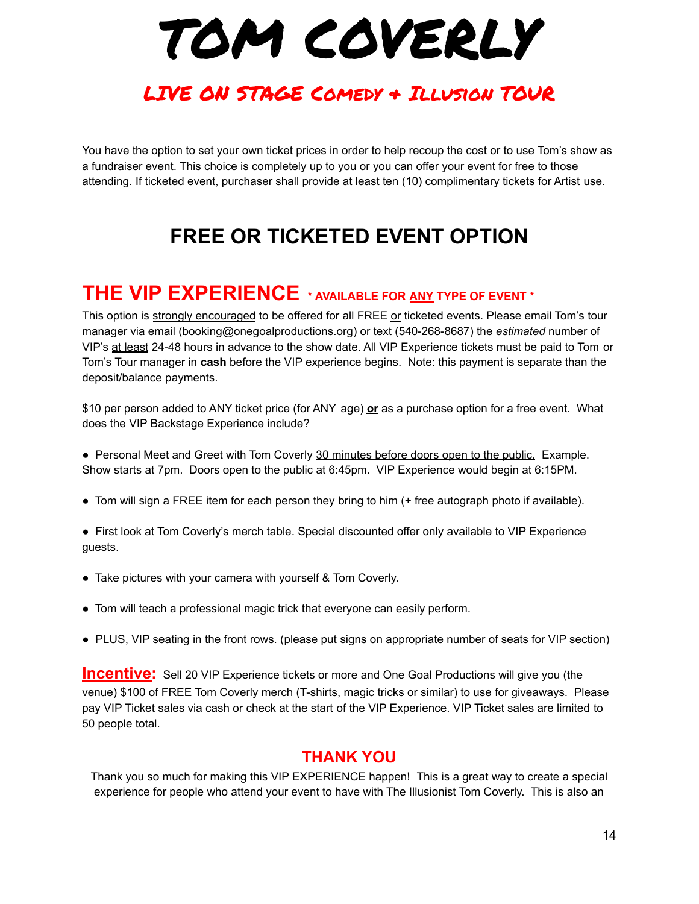# TOM COVERLY

## LIVE ON STAGE COMEDY + ILLUSION TOUR

You have the option to set your own ticket prices in order to help recoup the cost or to use Tom's show as a fundraiser event. This choice is completely up to you or you can offer your event for free to those attending. If ticketed event, purchaser shall provide at least ten (10) complimentary tickets for Artist use.

## FREE OR TICKETED EVENT OPTION

## THE VIP EXPERIENCE * AVAILABLE FOR ANY TYPE OF EVENT *

This option is strongly encouraged to be offered for all FREE or ticketed events. Please email Tom's tour manager via email (booking@onegoalproductions.org) or text (540-268-8687) the *estimated* number of VIP's at least 24-48 hours in advance to the show date. All VIP Experience tickets must be paid to Tom or Tom's Tour manager in **cash** before the VIP experience begins. Note: this payment is separate than the deposit/balance payments.

$10 per person added to ANY ticket price (for ANY age) **or** as a purchase option for a free event. What does the VIP Backstage Experience include?

- Personal Meet and Greet with Tom Coverly 30 minutes before doors open to the public. Example. Show starts at 7pm. Doors open to the public at 6:45pm. VIP Experience would begin at 6:15PM.
- Tom will sign a FREE item for each person they bring to him (+ free autograph photo if available).
- First look at Tom Coverly's merch table. Special discounted offer only available to VIP Experience guests.
- Take pictures with your camera with yourself & Tom Coverly.
- Tom will teach a professional magic trick that everyone can easily perform.
- PLUS, VIP seating in the front rows. (please put signs on appropriate number of seats for VIP section)

**Incentive:** Sell 20 VIP Experience tickets or more and One Goal Productions will give you (the venue) $100 of FREE Tom Coverly merch (T-shirts, magic tricks or similar) to use for giveaways. Please pay VIP Ticket sales via cash or check at the start of the VIP Experience. VIP Ticket sales are limited to 50 people total.

### THANK YOU

Thank you so much for making this VIP EXPERIENCE happen! This is a great way to create a special experience for people who attend your event to have with The Illusionist Tom Coverly. This is also an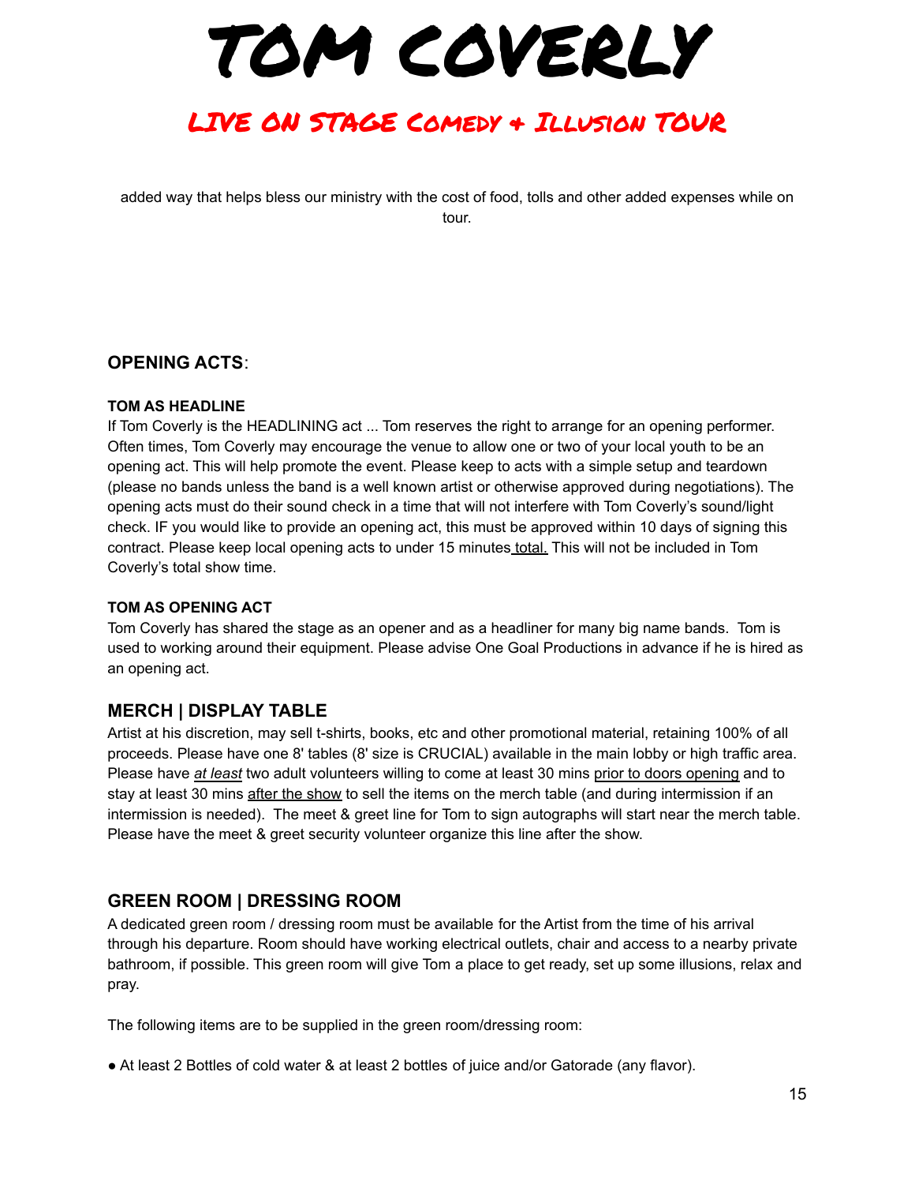added way that helps bless our ministry with the cost of food, tolls and other added expenses while on tour.

## OPENING ACTS:

### TOM AS HEADLINE

If Tom Coverly is the HEADLINING act ... Tom reserves the right to arrange for an opening performer. Often times, Tom Coverly may encourage the venue to allow one or two of your local youth to be an opening act. This will help promote the event. Please keep to acts with a simple setup and teardown (please no bands unless the band is a well known artist or otherwise approved during negotiations). The opening acts must do their sound check in a time that will not interfere with Tom Coverly's sound/light check. IF you would like to provide an opening act, this must be approved within 10 days of signing this contract. Please keep local opening acts to under 15 minutes total. This will not be included in Tom Coverly's total show time.

### TOM AS OPENING ACT

Tom Coverly has shared the stage as an opener and as a headliner for many big name bands. Tom is used to working around their equipment. Please advise One Goal Productions in advance if he is hired as an opening act.

## MERCH | DISPLAY TABLE

Artist at his discretion, may sell t-shirts, books, etc and other promotional material, retaining 100% of all proceeds. Please have one 8' tables (8' size is CRUCIAL) available in the main lobby or high traffic area. Please have ***at least*** two adult volunteers willing to come at least 30 mins prior to doors opening and to stay at least 30 mins after the show to sell the items on the merch table (and during intermission if an intermission is needed). The meet & greet line for Tom to sign autographs will start near the merch table. Please have the meet & greet security volunteer organize this line after the show.

## GREEN ROOM | DRESSING ROOM

A dedicated green room / dressing room must be available for the Artist from the time of his arrival through his departure. Room should have working electrical outlets, chair and access to a nearby private bathroom, if possible. This green room will give Tom a place to get ready, set up some illusions, relax and pray.

The following items are to be supplied in the green room/dressing room:

- At least 2 Bottles of cold water & at least 2 bottles of juice and/or Gatorade (any flavor).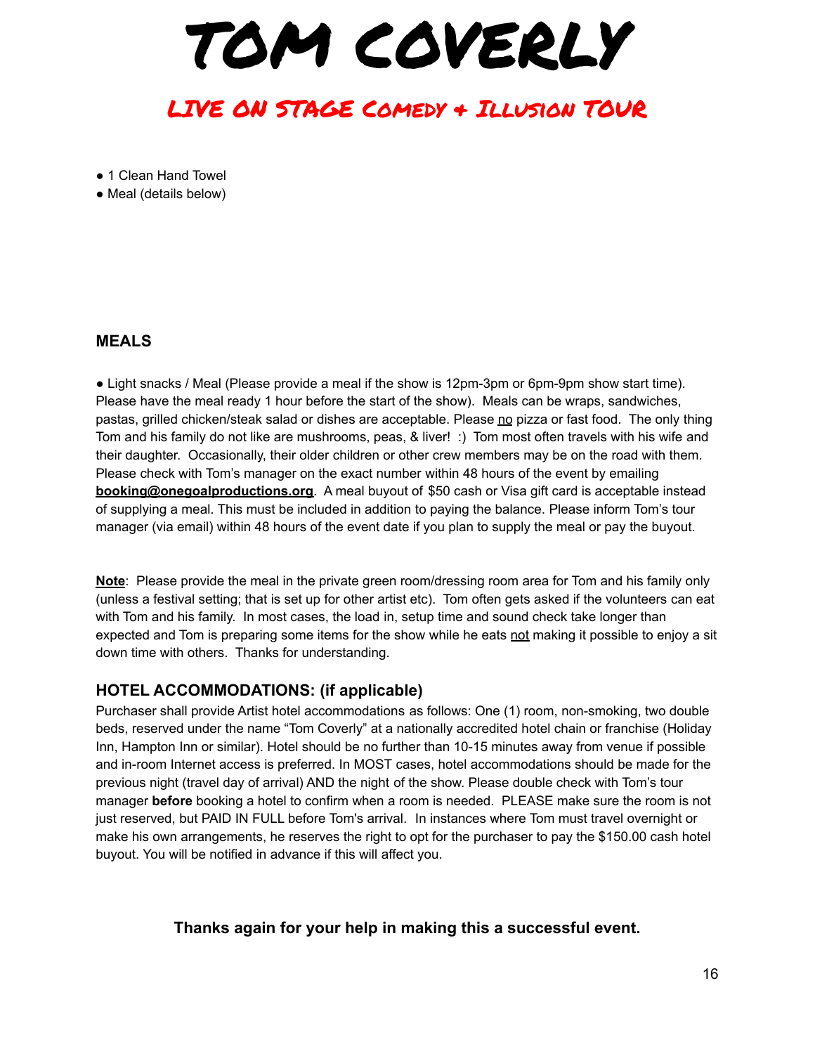# TOM COVERLY

## LIVE ON STAGE Comedy + Illusion TOUR

- 1 Clean Hand Towel
- Meal (details below)

### MEALS

● Light snacks / Meal (Please provide a meal if the show is 12pm-3pm or 6pm-9pm show start time). Please have the meal ready 1 hour before the start of the show). Meals can be wraps, sandwiches, pastas, grilled chicken/steak salad or dishes are acceptable. Please no pizza or fast food. The only thing Tom and his family do not like are mushrooms, peas, & liver! :) Tom most often travels with his wife and their daughter. Occasionally, their older children or other crew members may be on the road with them. Please check with Tom's manager on the exact number within 48 hours of the event by emailing **booking@onegoalproductions.org**. A meal buyout of $50 cash or Visa gift card is acceptable instead of supplying a meal. This must be included in addition to paying the balance. Please inform Tom's tour manager (via email) within 48 hours of the event date if you plan to supply the meal or pay the buyout.

**Note**: Please provide the meal in the private green room/dressing room area for Tom and his family only (unless a festival setting; that is set up for other artist etc). Tom often gets asked if the volunteers can eat with Tom and his family. In most cases, the load in, setup time and sound check take longer than expected and Tom is preparing some items for the show while he eats not making it possible to enjoy a sit down time with others. Thanks for understanding.

### HOTEL ACCOMMODATIONS: (if applicable)

Purchaser shall provide Artist hotel accommodations as follows: One (1) room, non-smoking, two double beds, reserved under the name "Tom Coverly" at a nationally accredited hotel chain or franchise (Holiday Inn, Hampton Inn or similar). Hotel should be no further than 10-15 minutes away from venue if possible and in-room Internet access is preferred. In MOST cases, hotel accommodations should be made for the previous night (travel day of arrival) AND the night of the show. Please double check with Tom's tour manager **before** booking a hotel to confirm when a room is needed. PLEASE make sure the room is not just reserved, but PAID IN FULL before Tom's arrival. In instances where Tom must travel overnight or make his own arrangements, he reserves the right to opt for the purchaser to pay the $150.00 cash hotel buyout. You will be notified in advance if this will affect you.

**Thanks again for your help in making this a successful event.**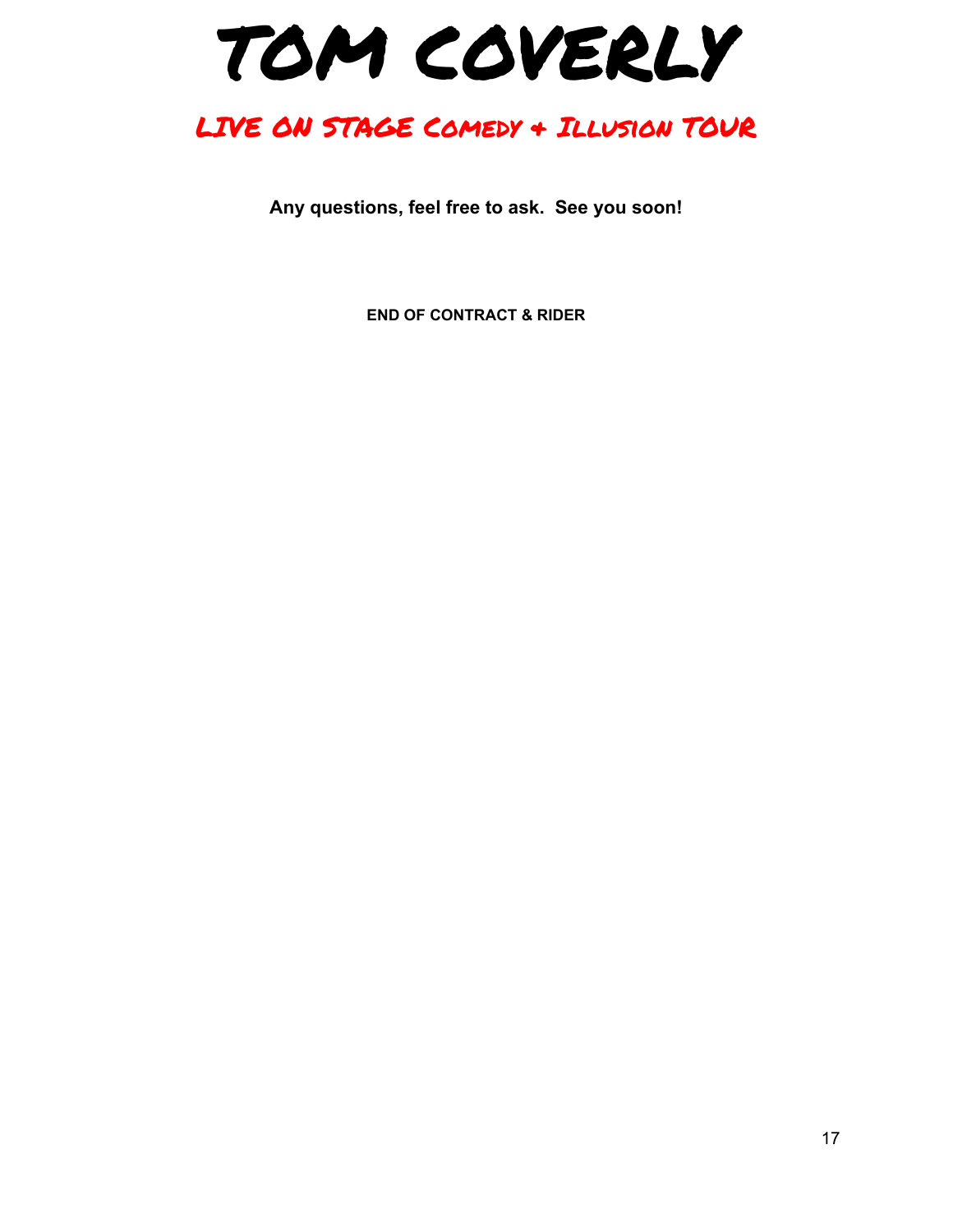**Any questions, feel free to ask. See you soon!**

**END OF CONTRACT & RIDER**